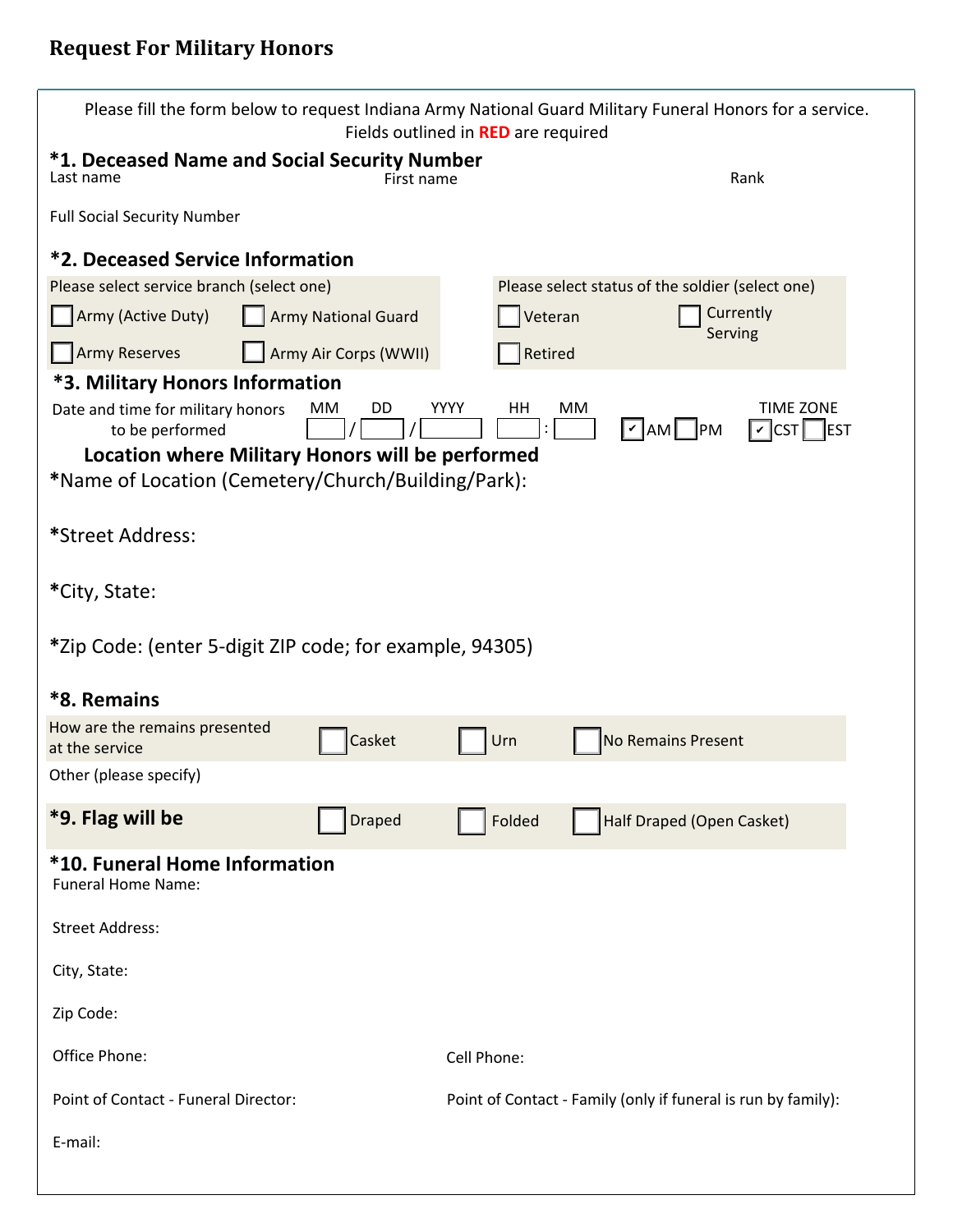## Request For Military Honors

Please fill the form below to request Indiana Army National Guard Military Funeral Honors for a service.
Fields outlined in **RED** are required

### *1. Deceased Name and Social Security Number

Last name          First name          Rank

Full Social Security Number

### *2. Deceased Service Information

Please select service branch (select one)

- ☐ Army (Active Duty)
- ☐ Army National Guard
- ☐ Army Reserves
- ☐ Army Air Corps (WWII)

Please select status of the soldier (select one)

- ☐ Veteran
- ☐ Currently Serving
- ☐ Retired

### *3. Military Honors Information

Date and time for military honors to be performed    MM ___ / DD ___ / YYYY ___    HH ___ : MM ___    ☑ AM ☐ PM    TIME ZONE ☑ CST ☐ EST

**Location where Military Honors will be performed**

*Name of Location (Cemetery/Church/Building/Park):

*Street Address:

*City, State:

*Zip Code: (enter 5-digit ZIP code; for example, 94305)

### *8. Remains

How are the remains presented at the service    ☐ Casket    ☐ Urn    ☐ No Remains Present

Other (please specify)

### *9. Flag will be

☐ Draped    ☐ Folded    ☐ Half Draped (Open Casket)

### *10. Funeral Home Information

Funeral Home Name:

Street Address:

City, State:

Zip Code:

Office Phone:          Cell Phone:

Point of Contact - Funeral Director:          Point of Contact - Family (only if funeral is run by family):

E-mail: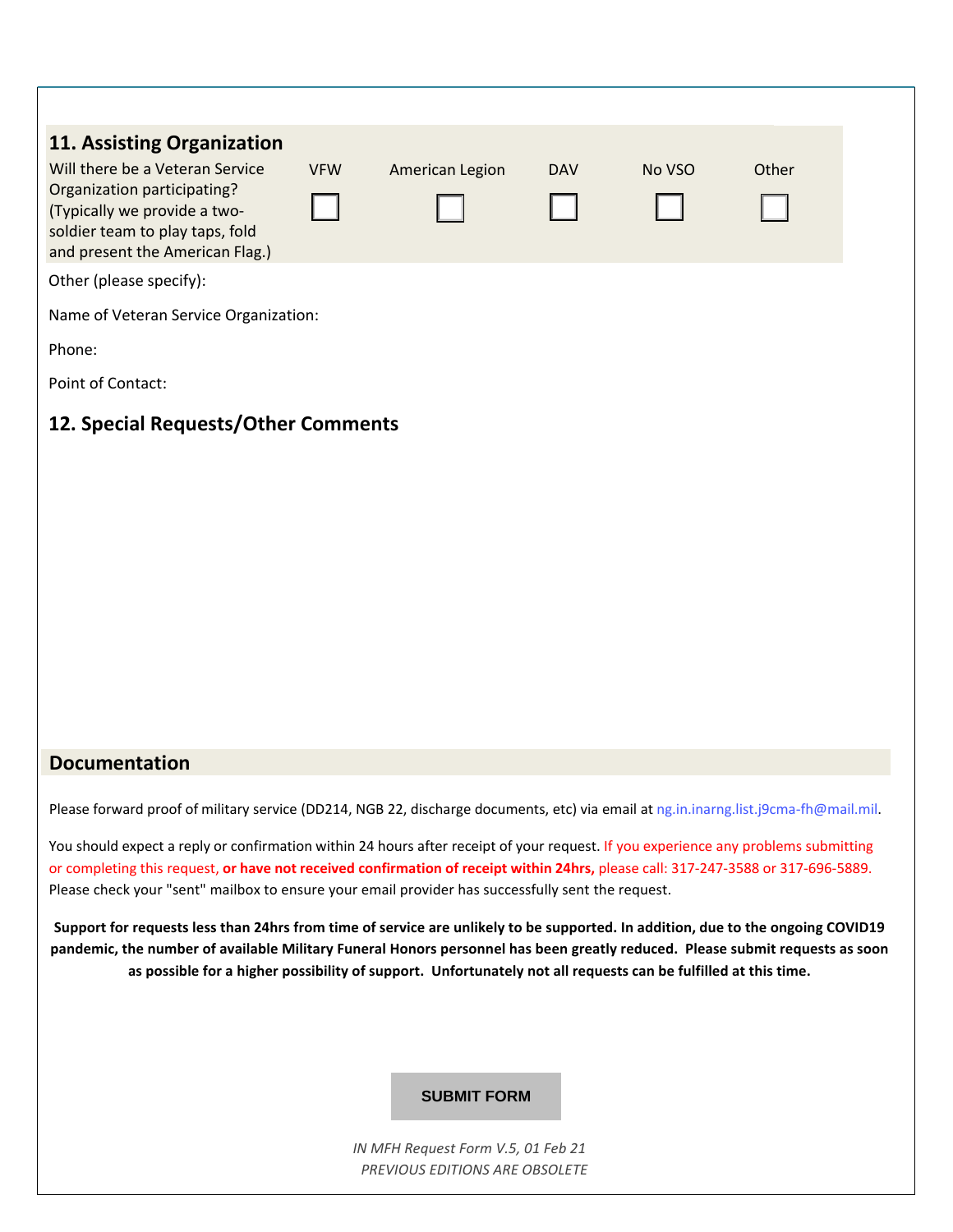## 11. Assisting Organization

| Will there be a Veteran Service Organization participating? (Typically we provide a two-soldier team to play taps, fold and present the American Flag.) | VFW | American Legion | DAV | No VSO | Other |
|---|---|---|---|---|---|
| | ☐ | ☐ | ☐ | ☐ | ☐ |

Other (please specify):

Name of Veteran Service Organization:

Phone:

Point of Contact:

## 12. Special Requests/Other Comments

## Documentation

Please forward proof of military service (DD214, NGB 22, discharge documents, etc) via email at ng.in.inarng.list.j9cma-fh@mail.mil.

You should expect a reply or confirmation within 24 hours after receipt of your request. If you experience any problems submitting or completing this request, **or have not received confirmation of receipt within 24hrs,** please call: 317-247-3588 or 317-696-5889. Please check your "sent" mailbox to ensure your email provider has successfully sent the request.

**Support for requests less than 24hrs from time of service are unlikely to be supported. In addition, due to the ongoing COVID19 pandemic, the number of available Military Funeral Honors personnel has been greatly reduced. Please submit requests as soon as possible for a higher possibility of support. Unfortunately not all requests can be fulfilled at this time.**

SUBMIT FORM

*IN MFH Request Form V.5, 01 Feb 21*
*PREVIOUS EDITIONS ARE OBSOLETE*